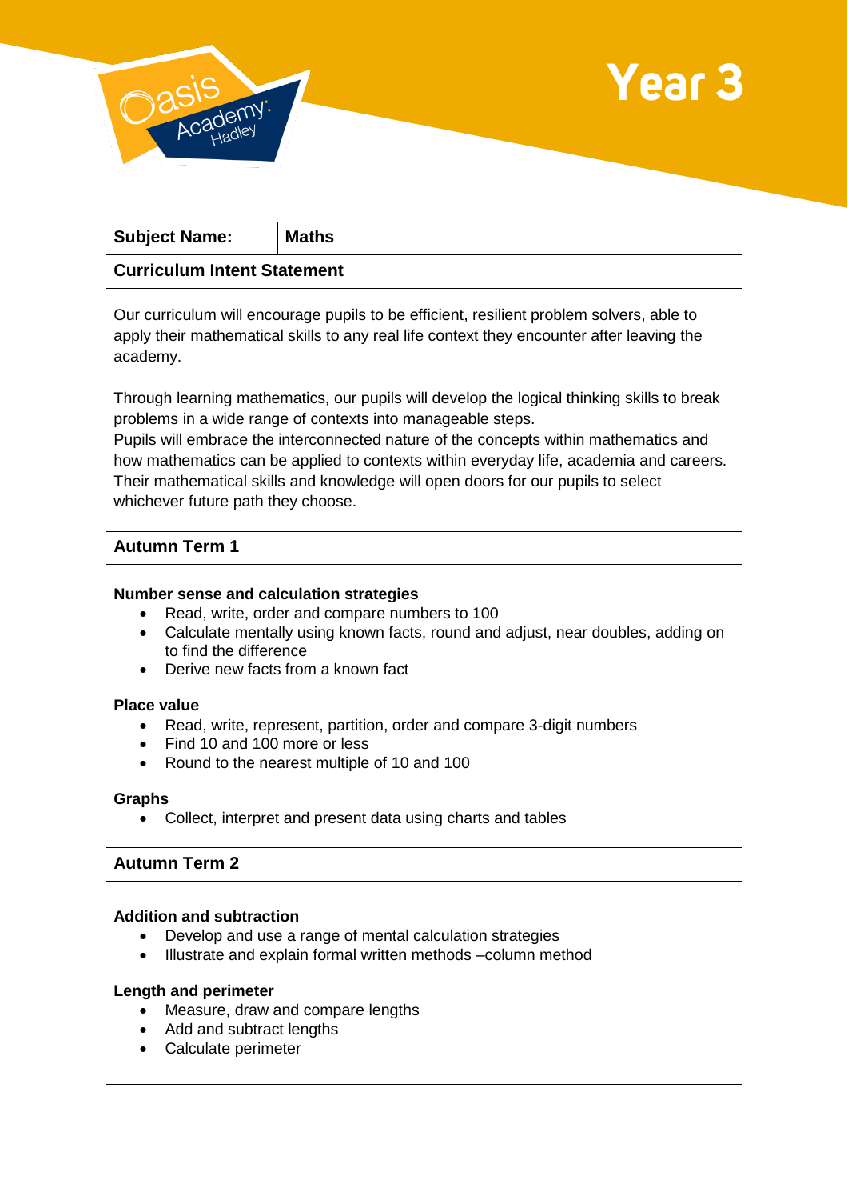# Year 3

| **Subject Name:** | **Maths** |
| --- | --- |

## Curriculum Intent Statement

Our curriculum will encourage pupils to be efficient, resilient problem solvers, able to apply their mathematical skills to any real life context they encounter after leaving the academy.

Through learning mathematics, our pupils will develop the logical thinking skills to break problems in a wide range of contexts into manageable steps.
Pupils will embrace the interconnected nature of the concepts within mathematics and how mathematics can be applied to contexts within everyday life, academia and careers. Their mathematical skills and knowledge will open doors for our pupils to select whichever future path they choose.

## Autumn Term 1

**Number sense and calculation strategies**

- Read, write, order and compare numbers to 100
- Calculate mentally using known facts, round and adjust, near doubles, adding on to find the difference
- Derive new facts from a known fact

**Place value**

- Read, write, represent, partition, order and compare 3-digit numbers
- Find 10 and 100 more or less
- Round to the nearest multiple of 10 and 100

**Graphs**

- Collect, interpret and present data using charts and tables

## Autumn Term 2

**Addition and subtraction**

- Develop and use a range of mental calculation strategies
- Illustrate and explain formal written methods –column method

**Length and perimeter**

- Measure, draw and compare lengths
- Add and subtract lengths
- Calculate perimeter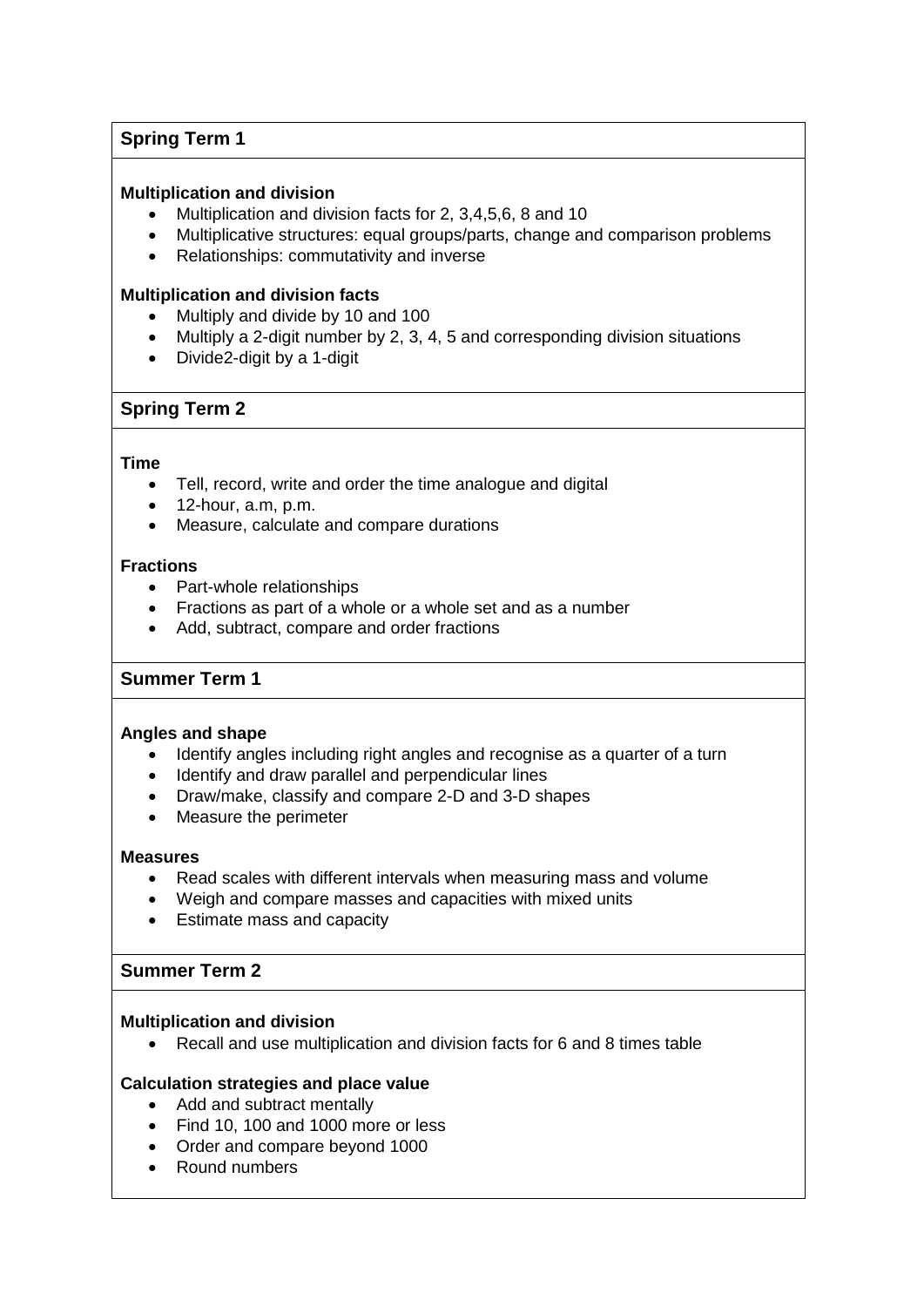## Spring Term 1

**Multiplication and division**

- Multiplication and division facts for 2, 3,4,5,6, 8 and 10
- Multiplicative structures: equal groups/parts, change and comparison problems
- Relationships: commutativity and inverse

**Multiplication and division facts**

- Multiply and divide by 10 and 100
- Multiply a 2-digit number by 2, 3, 4, 5 and corresponding division situations
- Divide2-digit by a 1-digit

## Spring Term 2

**Time**

- Tell, record, write and order the time analogue and digital
- 12-hour, a.m, p.m.
- Measure, calculate and compare durations

**Fractions**

- Part-whole relationships
- Fractions as part of a whole or a whole set and as a number
- Add, subtract, compare and order fractions

## Summer Term 1

**Angles and shape**

- Identify angles including right angles and recognise as a quarter of a turn
- Identify and draw parallel and perpendicular lines
- Draw/make, classify and compare 2-D and 3-D shapes
- Measure the perimeter

**Measures**

- Read scales with different intervals when measuring mass and volume
- Weigh and compare masses and capacities with mixed units
- Estimate mass and capacity

## Summer Term 2

**Multiplication and division**

- Recall and use multiplication and division facts for 6 and 8 times table

**Calculation strategies and place value**

- Add and subtract mentally
- Find 10, 100 and 1000 more or less
- Order and compare beyond 1000
- Round numbers